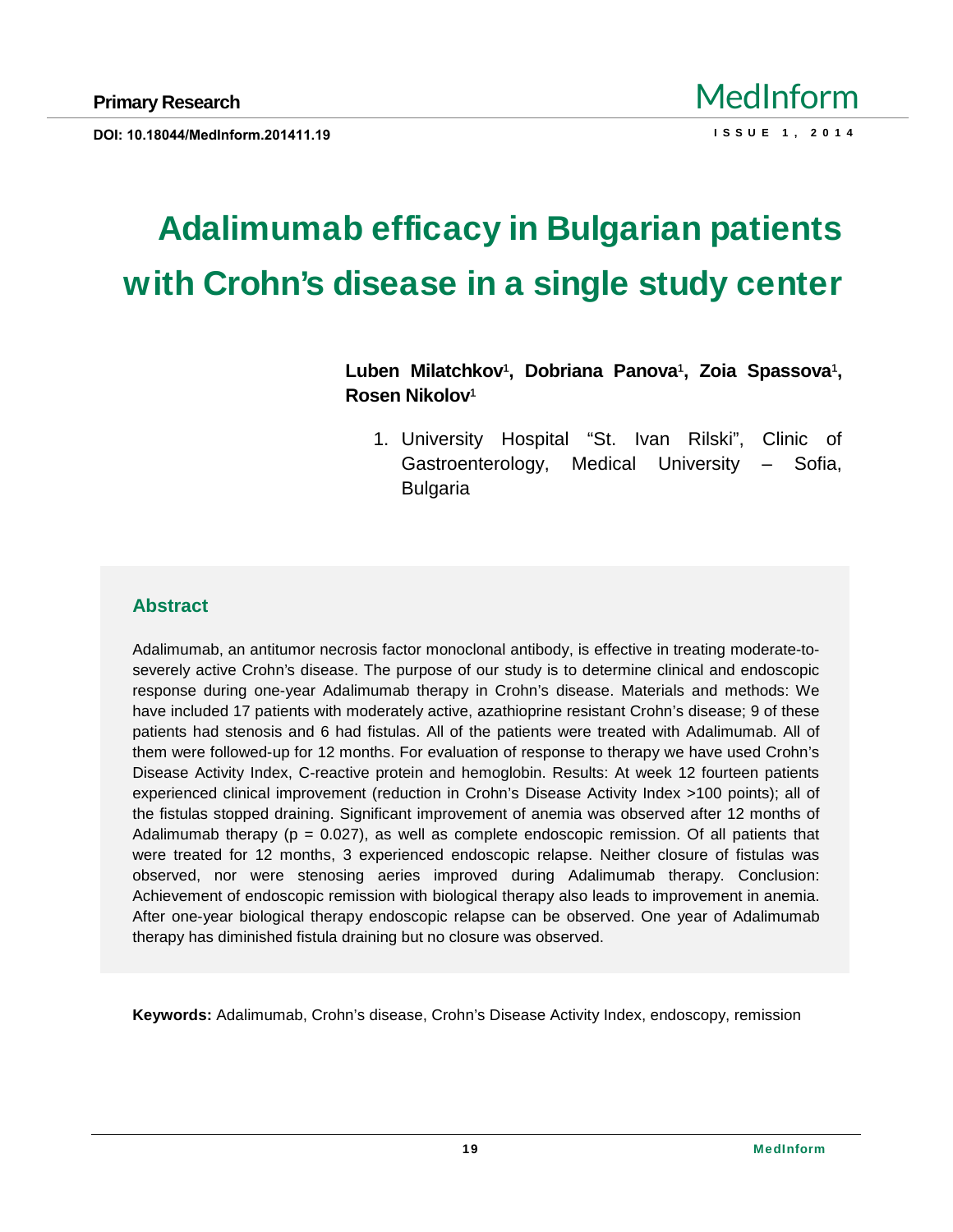Primary Research

DOI: 10.18044/MedInform.201411.19

# Adalimumab efficacy in Bulgarian patients with Crohn's disease in a single study center

**Luben Milatchkov[1], Dobriana Panova[1], Zoia Spassova[1], Rosen Nikolov[1]**

1. University Hospital "St. Ivan Rilski", Clinic of Gastroenterology, Medical University – Sofia, Bulgaria

## Abstract

Adalimumab, an antitumor necrosis factor monoclonal antibody, is effective in treating moderate-to-severely active Crohn's disease. The purpose of our study is to determine clinical and endoscopic response during one-year Adalimumab therapy in Crohn's disease. Materials and methods: We have included 17 patients with moderately active, azathioprine resistant Crohn's disease; 9 of these patients had stenosis and 6 had fistulas. All of the patients were treated with Adalimumab. All of them were followed-up for 12 months. For evaluation of response to therapy we have used Crohn's Disease Activity Index, C-reactive protein and hemoglobin. Results: At week 12 fourteen patients experienced clinical improvement (reduction in Crohn's Disease Activity Index >100 points); all of the fistulas stopped draining. Significant improvement of anemia was observed after 12 months of Adalimumab therapy ($p = 0.027$), as well as complete endoscopic remission. Of all patients that were treated for 12 months, 3 experienced endoscopic relapse. Neither closure of fistulas was observed, nor were stenosing aeries improved during Adalimumab therapy. Conclusion: Achievement of endoscopic remission with biological therapy also leads to improvement in anemia. After one-year biological therapy endoscopic relapse can be observed. One year of Adalimumab therapy has diminished fistula draining but no closure was observed.

**Keywords:** Adalimumab, Crohn's disease, Crohn's Disease Activity Index, endoscopy, remission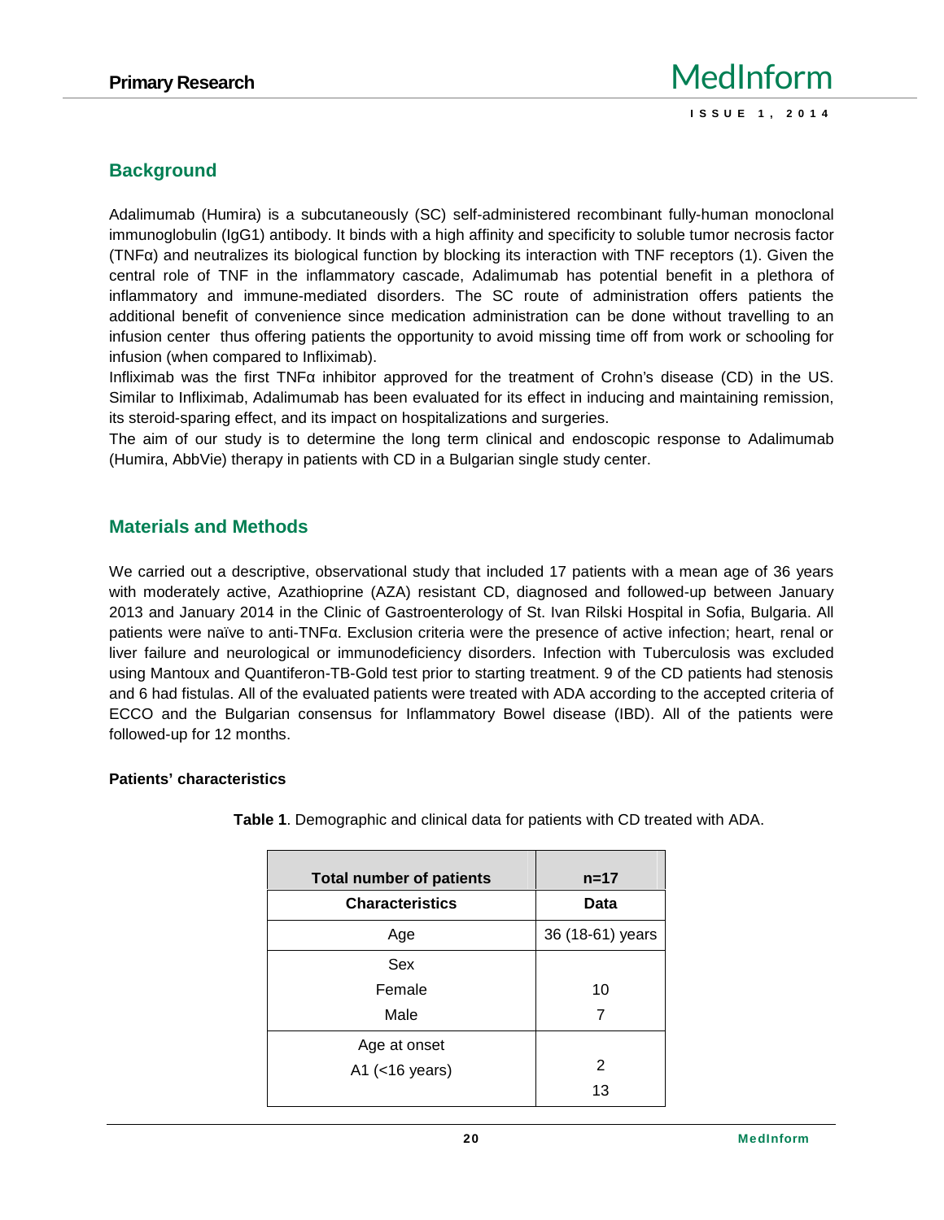## Background

Adalimumab (Humira) is a subcutaneously (SC) self-administered recombinant fully-human monoclonal immunoglobulin (IgG1) antibody. It binds with a high affinity and specificity to soluble tumor necrosis factor (TNFα) and neutralizes its biological function by blocking its interaction with TNF receptors (1). Given the central role of TNF in the inflammatory cascade, Adalimumab has potential benefit in a plethora of inflammatory and immune-mediated disorders. The SC route of administration offers patients the additional benefit of convenience since medication administration can be done without travelling to an infusion center thus offering patients the opportunity to avoid missing time off from work or schooling for infusion (when compared to Infliximab).

Infliximab was the first TNFα inhibitor approved for the treatment of Crohn's disease (CD) in the US. Similar to Infliximab, Adalimumab has been evaluated for its effect in inducing and maintaining remission, its steroid-sparing effect, and its impact on hospitalizations and surgeries.

The aim of our study is to determine the long term clinical and endoscopic response to Adalimumab (Humira, AbbVie) therapy in patients with CD in a Bulgarian single study center.

## Materials and Methods

We carried out a descriptive, observational study that included 17 patients with a mean age of 36 years with moderately active, Azathioprine (AZA) resistant CD, diagnosed and followed-up between January 2013 and January 2014 in the Clinic of Gastroenterology of St. Ivan Rilski Hospital in Sofia, Bulgaria. All patients were naïve to anti-TNFα. Exclusion criteria were the presence of active infection; heart, renal or liver failure and neurological or immunodeficiency disorders. Infection with Tuberculosis was excluded using Mantoux and Quantiferon-TB-Gold test prior to starting treatment. 9 of the CD patients had stenosis and 6 had fistulas. All of the evaluated patients were treated with ADA according to the accepted criteria of ECCO and the Bulgarian consensus for Inflammatory Bowel disease (IBD). All of the patients were followed-up for 12 months.

### Patients' characteristics

**Table 1**. Demographic and clinical data for patients with CD treated with ADA.

| Total number of patients | n=17 |
|---|---|
| **Characteristics** | **Data** |
| Age | 36 (18-61) years |
| Sex | |
| Female | 10 |
| Male | 7 |
| Age at onset | |
| A1 (<16 years) | 2 |
| | 13 |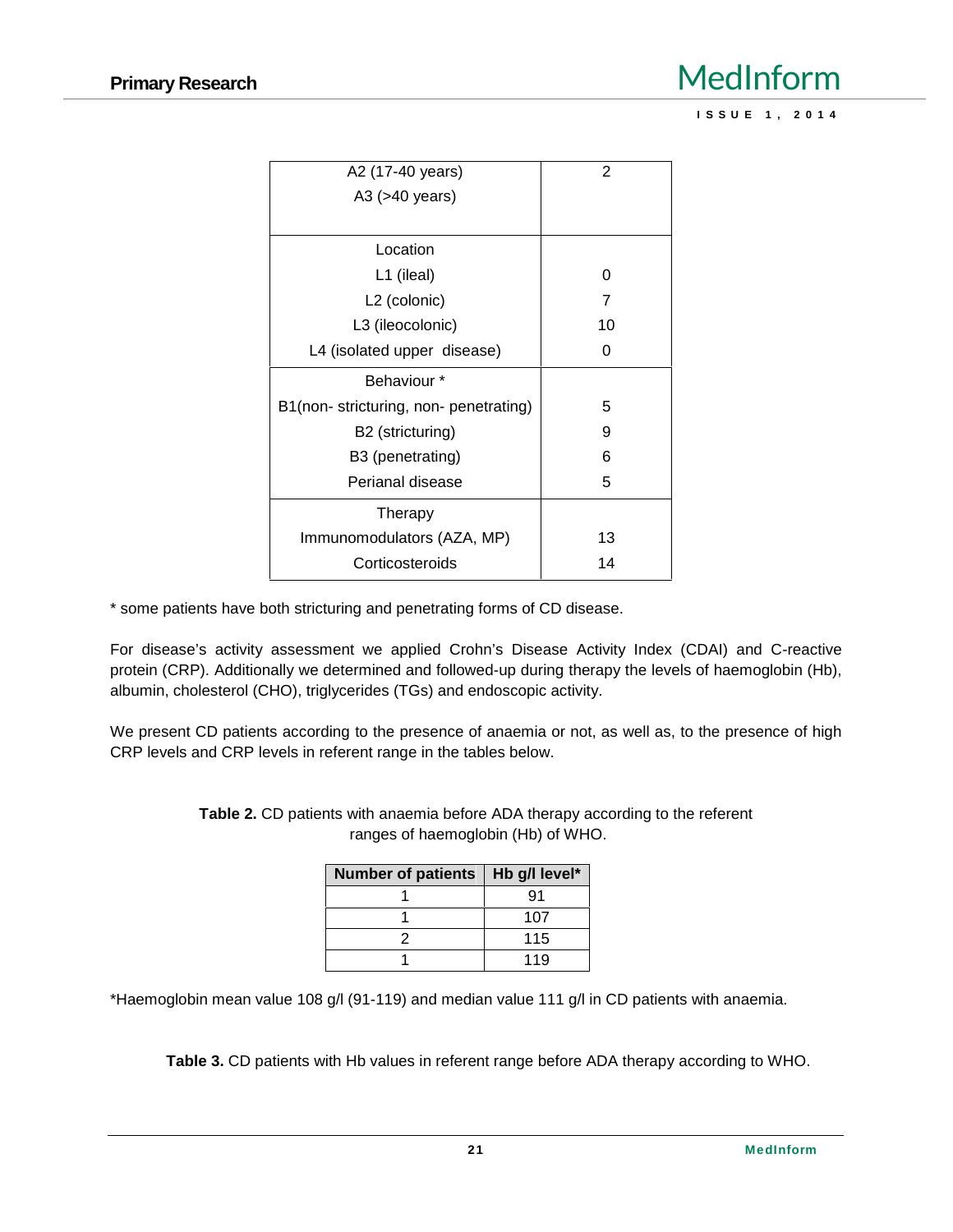| | |
|---|---|
| A2 (17-40 years)<br>A3 (>40 years) | 2 |
| Location | |
| L1 (ileal) | 0 |
| L2 (colonic) | 7 |
| L3 (ileocolonic) | 10 |
| L4 (isolated upper disease) | 0 |
| Behaviour * | |
| B1(non- stricturing, non- penetrating) | 5 |
| B2 (stricturing) | 9 |
| B3 (penetrating) | 6 |
| Perianal disease | 5 |
| Therapy | |
| Immunomodulators (AZA, MP) | 13 |
| Corticosteroids | 14 |

* some patients have both stricturing and penetrating forms of CD disease.

For disease's activity assessment we applied Crohn's Disease Activity Index (CDAI) and C-reactive protein (CRP). Additionally we determined and followed-up during therapy the levels of haemoglobin (Hb), albumin, cholesterol (CHO), triglycerides (TGs) and endoscopic activity.

We present CD patients according to the presence of anaemia or not, as well as, to the presence of high CRP levels and CRP levels in referent range in the tables below.

**Table 2.** CD patients with anaemia before ADA therapy according to the referent ranges of haemoglobin (Hb) of WHO.

| Number of patients | Hb g/l level* |
|---|---|
| 1 | 91 |
| 1 | 107 |
| 2 | 115 |
| 1 | 119 |

*Haemoglobin mean value 108 g/l (91-119) and median value 111 g/l in CD patients with anaemia.

**Table 3.** CD patients with Hb values in referent range before ADA therapy according to WHO.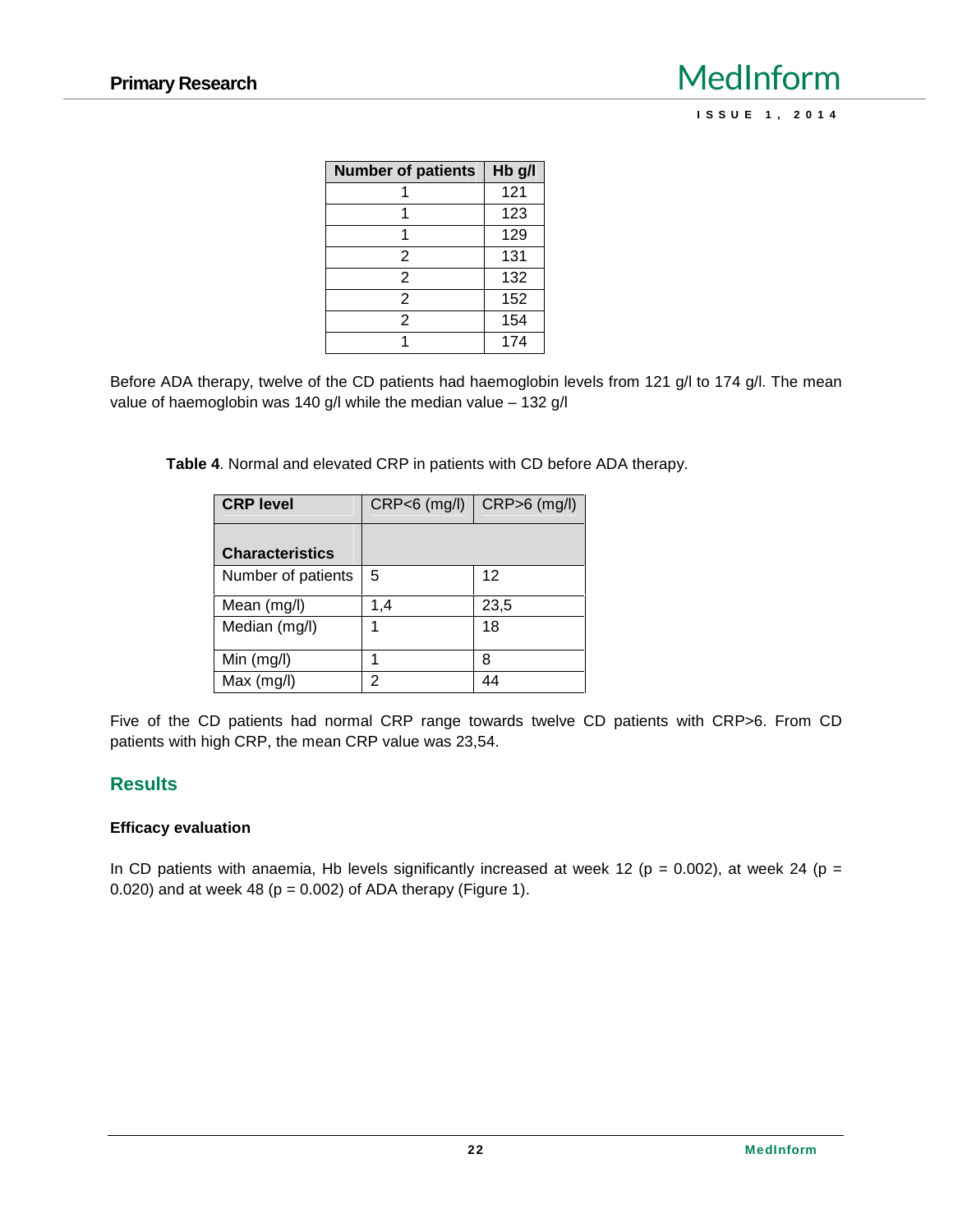| Number of patients | Hb g/l |
|---|---|
| 1 | 121 |
| 1 | 123 |
| 1 | 129 |
| 2 | 131 |
| 2 | 132 |
| 2 | 152 |
| 2 | 154 |
| 1 | 174 |

Before ADA therapy, twelve of the CD patients had haemoglobin levels from 121 g/l to 174 g/l. The mean value of haemoglobin was 140 g/l while the median value – 132 g/l

**Table 4**. Normal and elevated CRP in patients with CD before ADA therapy.

| **CRP level** | CRP<6 (mg/l) | CRP>6 (mg/l) |
|---|---|---|
| **Characteristics** | | |
| Number of patients | 5 | 12 |
| Mean (mg/l) | 1,4 | 23,5 |
| Median (mg/l) | 1 | 18 |
| Min (mg/l) | 1 | 8 |
| Max (mg/l) | 2 | 44 |

Five of the CD patients had normal CRP range towards twelve CD patients with CRP>6. From CD patients with high CRP, the mean CRP value was 23,54.

## Results

### Efficacy evaluation

In CD patients with anaemia, Hb levels significantly increased at week 12 ($p = 0.002$), at week 24 ($p = 0.020$) and at week 48 ($p = 0.002$) of ADA therapy (Figure 1).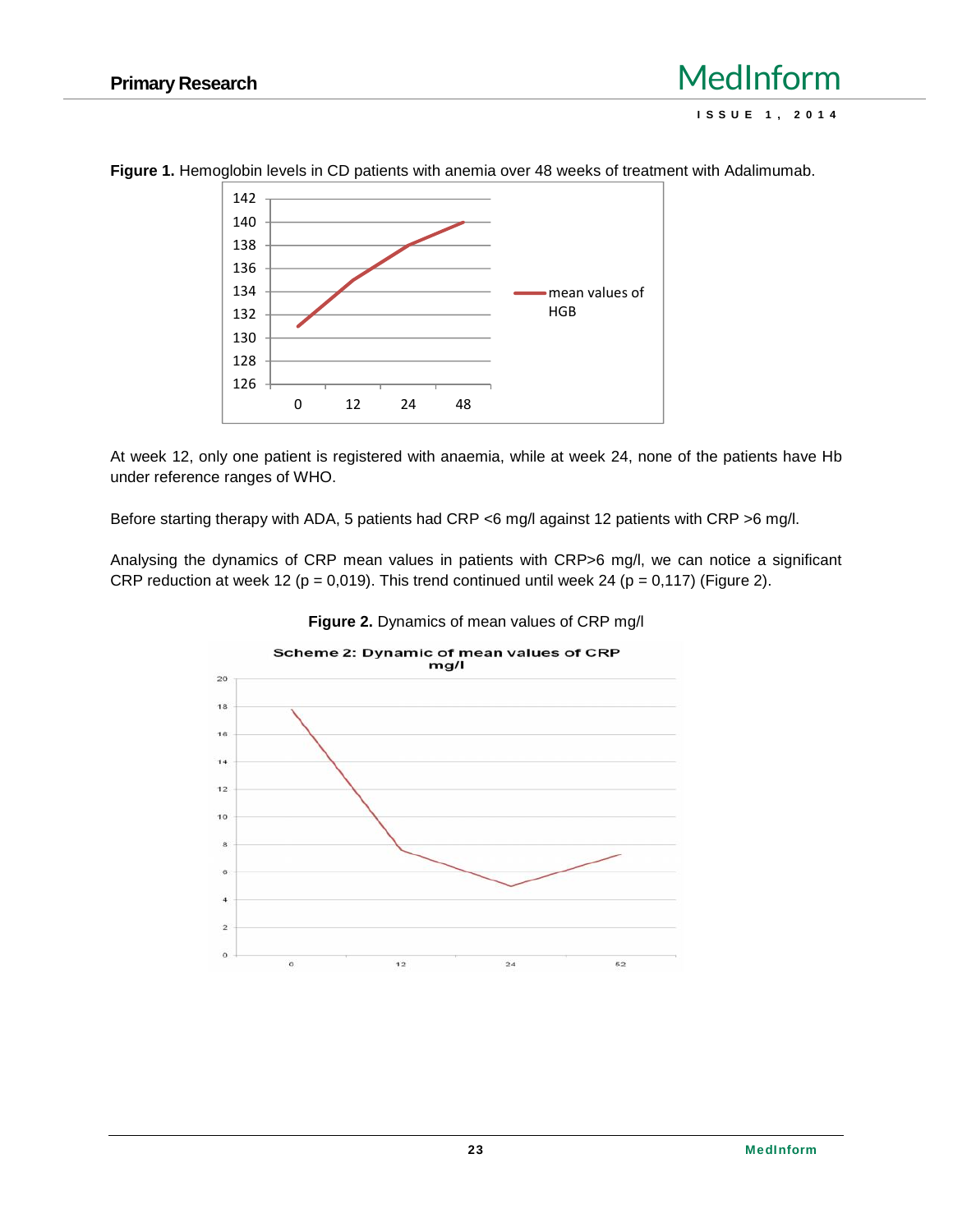**Figure 1.** Hemoglobin levels in CD patients with anemia over 48 weeks of treatment with Adalimumab.

At week 12, only one patient is registered with anaemia, while at week 24, none of the patients have Hb under reference ranges of WHO.

Before starting therapy with ADA, 5 patients had CRP <6 mg/l against 12 patients with CRP >6 mg/l.

Analysing the dynamics of CRP mean values in patients with CRP>6 mg/l, we can notice a significant CRP reduction at week 12 (p = 0,019). This trend continued until week 24 (p = 0,117) (Figure 2).

**Figure 2.** Dynamics of mean values of CRP mg/l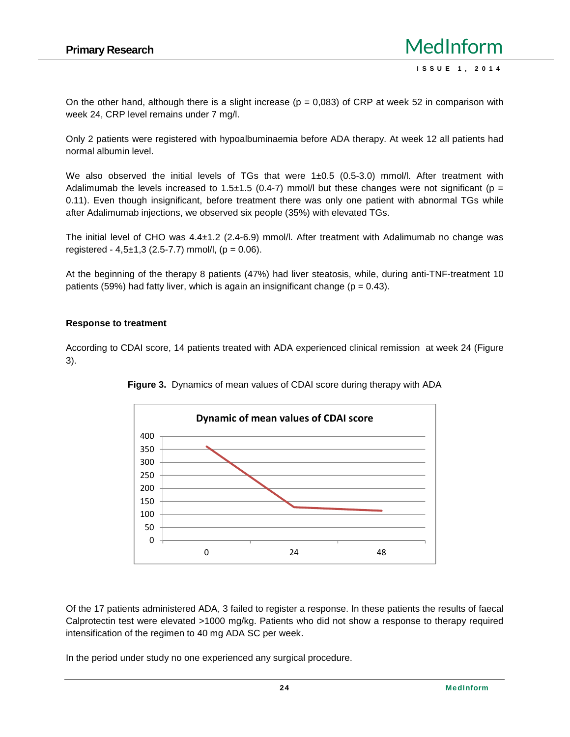On the other hand, although there is a slight increase ($p = 0,083$) of CRP at week 52 in comparison with week 24, CRP level remains under 7 mg/l.

Only 2 patients were registered with hypoalbuminaemia before ADA therapy. At week 12 all patients had normal albumin level.

We also observed the initial levels of TGs that were $1\pm0.5$ (0.5-3.0) mmol/l. After treatment with Adalimumab the levels increased to $1.5\pm1.5$ (0.4-7) mmol/l but these changes were not significant ($p = 0.11$). Even though insignificant, before treatment there was only one patient with abnormal TGs while after Adalimumab injections, we observed six people (35%) with elevated TGs.

The initial level of CHO was $4.4\pm1.2$ (2.4-6.9) mmol/l. After treatment with Adalimumab no change was registered - $4,5\pm1,3$ (2.5-7.7) mmol/l, ($p = 0.06$).

At the beginning of the therapy 8 patients (47%) had liver steatosis, while, during anti-TNF-treatment 10 patients (59%) had fatty liver, which is again an insignificant change ($p = 0.43$).

### Response to treatment

According to CDAI score, 14 patients treated with ADA experienced clinical remission at week 24 (Figure 3).

**Figure 3.** Dynamics of mean values of CDAI score during therapy with ADA

Of the 17 patients administered ADA, 3 failed to register a response. In these patients the results of faecal Calprotectin test were elevated >1000 mg/kg. Patients who did not show a response to therapy required intensification of the regimen to 40 mg ADA SC per week.

In the period under study no one experienced any surgical procedure.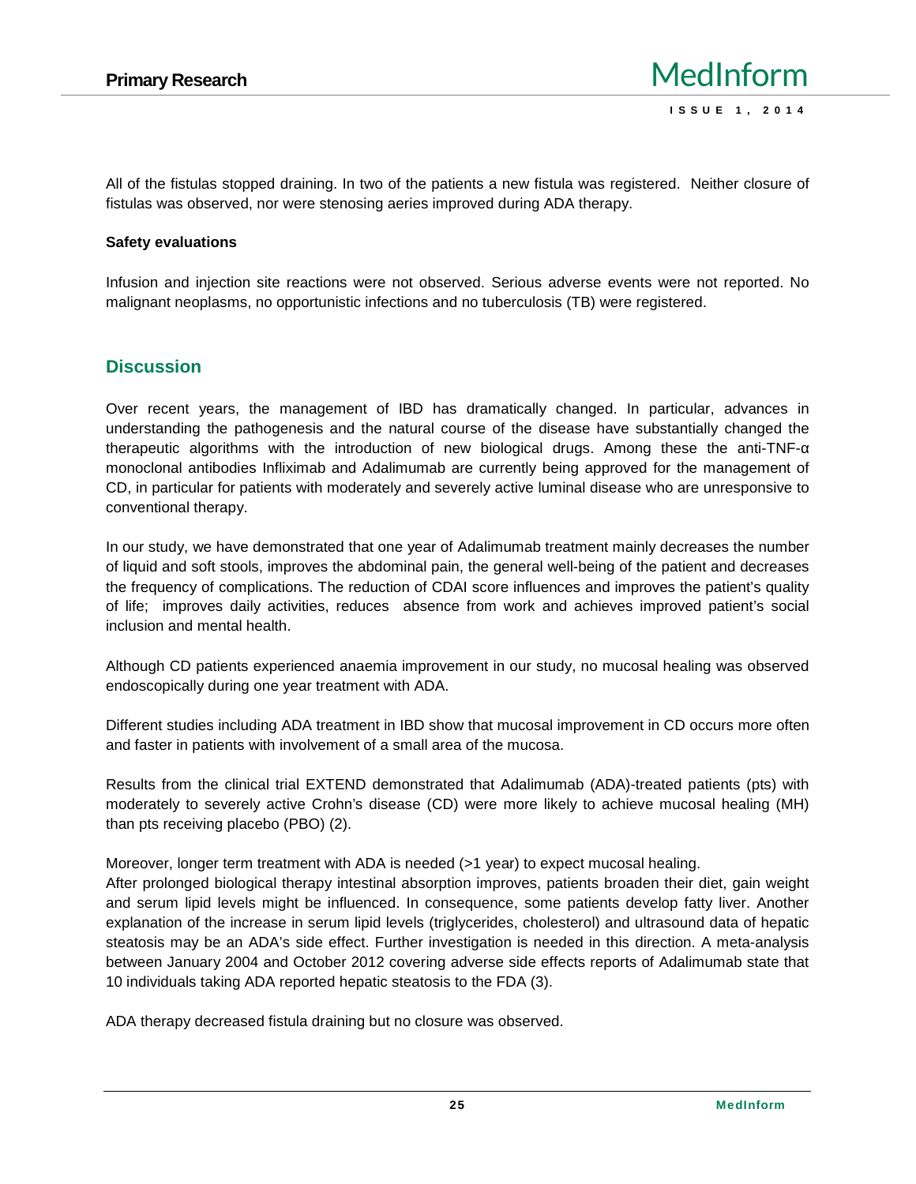All of the fistulas stopped draining. In two of the patients a new fistula was registered. Neither closure of fistulas was observed, nor were stenosing aeries improved during ADA therapy.

**Safety evaluations**

Infusion and injection site reactions were not observed. Serious adverse events were not reported. No malignant neoplasms, no opportunistic infections and no tuberculosis (TB) were registered.

## Discussion

Over recent years, the management of IBD has dramatically changed. In particular, advances in understanding the pathogenesis and the natural course of the disease have substantially changed the therapeutic algorithms with the introduction of new biological drugs. Among these the anti-TNF-α monoclonal antibodies Infliximab and Adalimumab are currently being approved for the management of CD, in particular for patients with moderately and severely active luminal disease who are unresponsive to conventional therapy.

In our study, we have demonstrated that one year of Adalimumab treatment mainly decreases the number of liquid and soft stools, improves the abdominal pain, the general well-being of the patient and decreases the frequency of complications. The reduction of CDAI score influences and improves the patient's quality of life; improves daily activities, reduces absence from work and achieves improved patient's social inclusion and mental health.

Although CD patients experienced anaemia improvement in our study, no mucosal healing was observed endoscopically during one year treatment with ADA.

Different studies including ADA treatment in IBD show that mucosal improvement in CD occurs more often and faster in patients with involvement of a small area of the mucosa.

Results from the clinical trial EXTEND demonstrated that Adalimumab (ADA)-treated patients (pts) with moderately to severely active Crohn's disease (CD) were more likely to achieve mucosal healing (MH) than pts receiving placebo (PBO) (2).

Moreover, longer term treatment with ADA is needed (>1 year) to expect mucosal healing.
After prolonged biological therapy intestinal absorption improves, patients broaden their diet, gain weight and serum lipid levels might be influenced. In consequence, some patients develop fatty liver. Another explanation of the increase in serum lipid levels (triglycerides, cholesterol) and ultrasound data of hepatic steatosis may be an ADA's side effect. Further investigation is needed in this direction. A meta-analysis between January 2004 and October 2012 covering adverse side effects reports of Adalimumab state that 10 individuals taking ADA reported hepatic steatosis to the FDA (3).

ADA therapy decreased fistula draining but no closure was observed.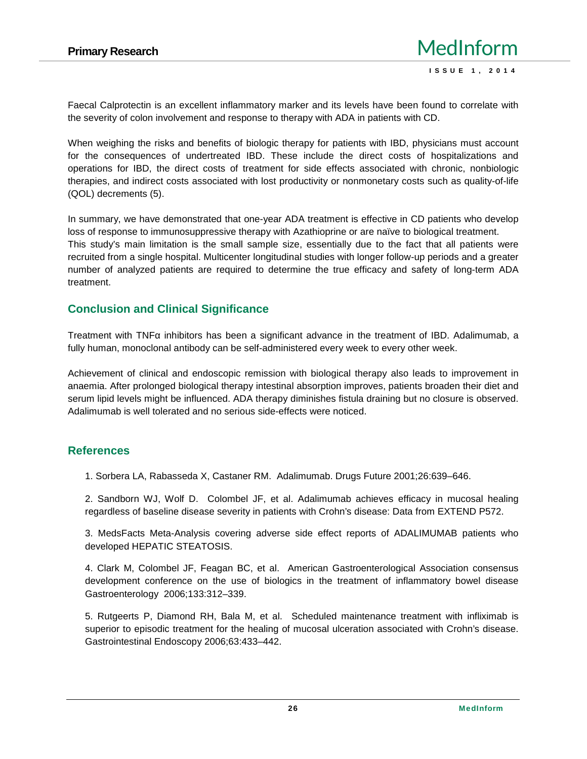Faecal Calprotectin is an excellent inflammatory marker and its levels have been found to correlate with the severity of colon involvement and response to therapy with ADA in patients with CD.

When weighing the risks and benefits of biologic therapy for patients with IBD, physicians must account for the consequences of undertreated IBD. These include the direct costs of hospitalizations and operations for IBD, the direct costs of treatment for side effects associated with chronic, nonbiologic therapies, and indirect costs associated with lost productivity or nonmonetary costs such as quality-of-life (QOL) decrements (5).

In summary, we have demonstrated that one-year ADA treatment is effective in CD patients who develop loss of response to immunosuppressive therapy with Azathioprine or are naïve to biological treatment.
This study's main limitation is the small sample size, essentially due to the fact that all patients were recruited from a single hospital. Multicenter longitudinal studies with longer follow-up periods and a greater number of analyzed patients are required to determine the true efficacy and safety of long-term ADA treatment.

## Conclusion and Clinical Significance

Treatment with TNFα inhibitors has been a significant advance in the treatment of IBD. Adalimumab, a fully human, monoclonal antibody can be self-administered every week to every other week.

Achievement of clinical and endoscopic remission with biological therapy also leads to improvement in anaemia. After prolonged biological therapy intestinal absorption improves, patients broaden their diet and serum lipid levels might be influenced. ADA therapy diminishes fistula draining but no closure is observed. Adalimumab is well tolerated and no serious side-effects were noticed.

## References

1. Sorbera LA, Rabasseda X, Castaner RM. Adalimumab. Drugs Future 2001;26:639–646.

2. Sandborn WJ, Wolf D. Colombel JF, et al. Adalimumab achieves efficacy in mucosal healing regardless of baseline disease severity in patients with Crohn's disease: Data from EXTEND P572.

3. MedsFacts Meta-Analysis covering adverse side effect reports of ADALIMUMAB patients who developed HEPATIC STEATOSIS.

4. Clark M, Colombel JF, Feagan BC, et al. American Gastroenterological Association consensus development conference on the use of biologics in the treatment of inflammatory bowel disease Gastroenterology 2006;133:312–339.

5. Rutgeerts P, Diamond RH, Bala M, et al. Scheduled maintenance treatment with infliximab is superior to episodic treatment for the healing of mucosal ulceration associated with Crohn's disease. Gastrointestinal Endoscopy 2006;63:433–442.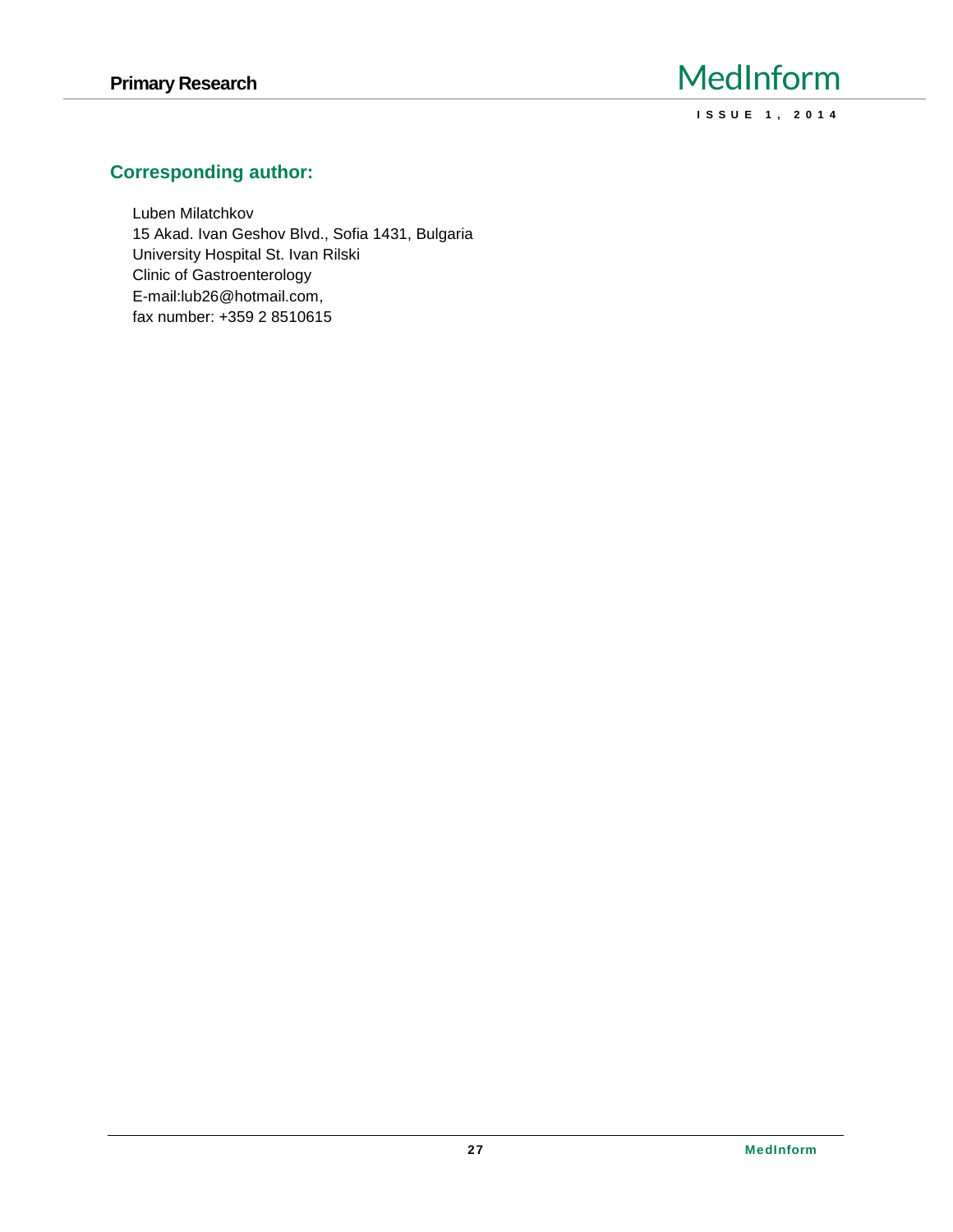## Corresponding author:

Luben Milatchkov
15 Akad. Ivan Geshov Blvd., Sofia 1431, Bulgaria
University Hospital St. Ivan Rilski
Clinic of Gastroenterology
E-mail:lub26@hotmail.com,
fax number: +359 2 8510615